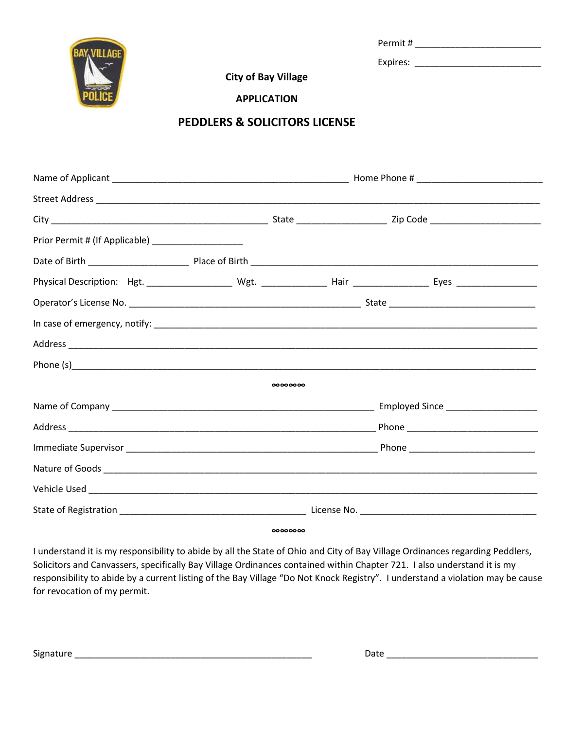Permit # ________________________

Expires: ________________________

**City of Bay Village**

**APPLICATION**

## PEDDLERS & SOLICITORS LICENSE

Name of Applicant ____________________________________________ Home Phone # ________________________

Street Address ________________________________________________________________________________

City ________________________________________ State _________________ Zip Code _____________________

Prior Permit # (If Applicable) _________________

Date of Birth ___________________ Place of Birth _______________________________________________________

Physical Description: Hgt. ________________ Wgt. ____________ Hair ______________ Eyes _______________

Operator's License No. ___________________________________________ State ____________________________

In case of emergency, notify: _______________________________________________________________________

Address ___________________________________________________________________________________

Phone (s)__________________________________________________________________________________

∞∞∞∞∞

Name of Company _________________________________________________ Employed Since _________________

Address _________________________________________________________ Phone _________________________

Immediate Supervisor _______________________________________________ Phone ________________________

Nature of Goods ____________________________________________________________________________

Vehicle Used _______________________________________________________________________________

State of Registration ___________________________________ License No. __________________________________

∞∞∞∞∞

I understand it is my responsibility to abide by all the State of Ohio and City of Bay Village Ordinances regarding Peddlers, Solicitors and Canvassers, specifically Bay Village Ordinances contained within Chapter 721. I also understand it is my responsibility to abide by a current listing of the Bay Village "Do Not Knock Registry". I understand a violation may be cause for revocation of my permit.

Signature _____________________________________________ Date ____________________________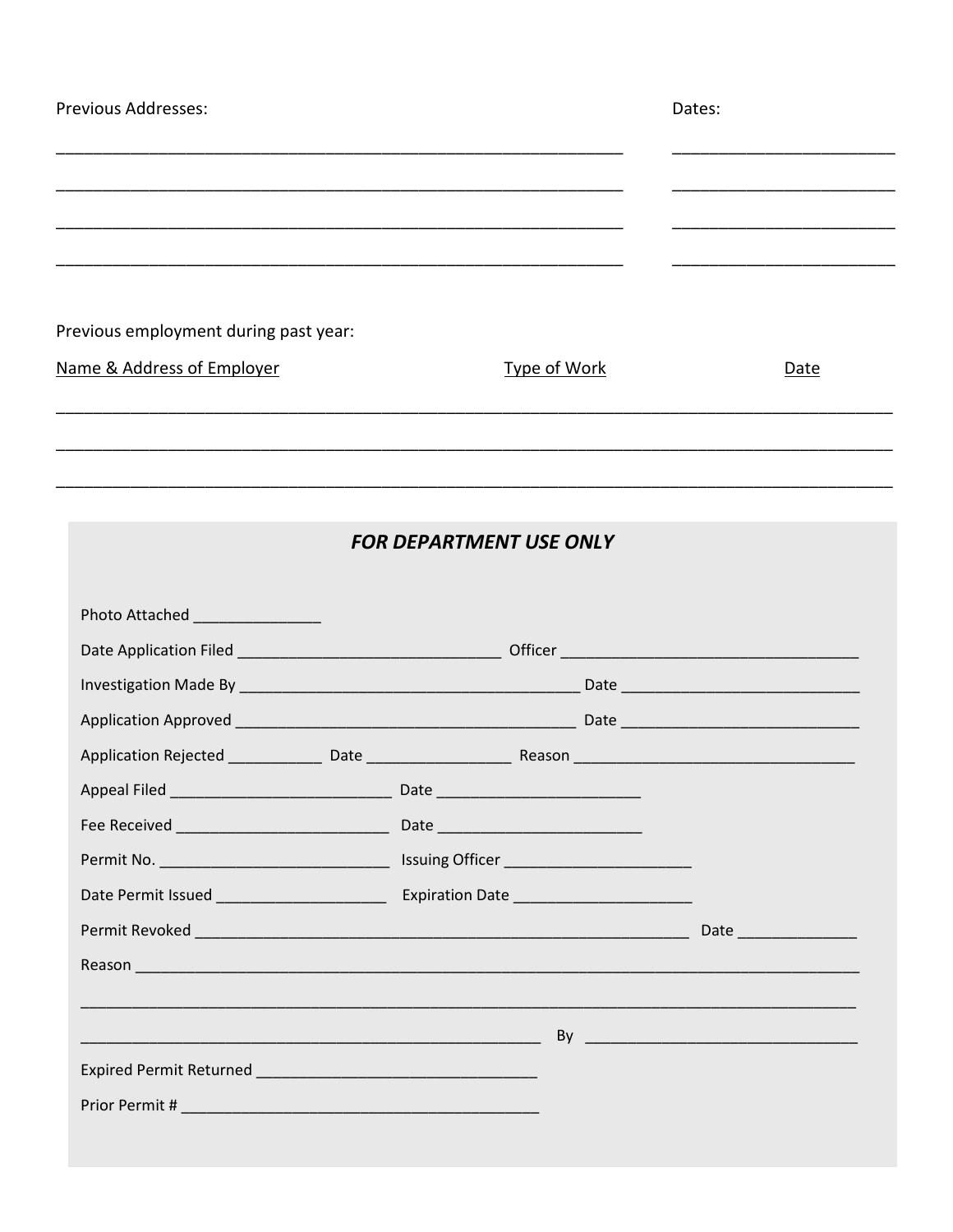Previous Addresses: Dates:

\_\_\_\_\_\_\_\_\_\_\_\_\_\_\_\_\_\_\_\_\_\_\_\_\_\_\_\_\_\_\_\_\_\_\_\_\_\_\_\_\_\_\_\_\_\_\_\_\_\_\_\_\_\_\_\_\_\_\_\_\_\_ \_\_\_\_\_\_\_\_\_\_\_\_\_\_\_\_\_\_\_\_\_\_\_\_

\_\_\_\_\_\_\_\_\_\_\_\_\_\_\_\_\_\_\_\_\_\_\_\_\_\_\_\_\_\_\_\_\_\_\_\_\_\_\_\_\_\_\_\_\_\_\_\_\_\_\_\_\_\_\_\_\_\_\_\_\_\_ \_\_\_\_\_\_\_\_\_\_\_\_\_\_\_\_\_\_\_\_\_\_\_\_

\_\_\_\_\_\_\_\_\_\_\_\_\_\_\_\_\_\_\_\_\_\_\_\_\_\_\_\_\_\_\_\_\_\_\_\_\_\_\_\_\_\_\_\_\_\_\_\_\_\_\_\_\_\_\_\_\_\_\_\_\_\_ \_\_\_\_\_\_\_\_\_\_\_\_\_\_\_\_\_\_\_\_\_\_\_\_

\_\_\_\_\_\_\_\_\_\_\_\_\_\_\_\_\_\_\_\_\_\_\_\_\_\_\_\_\_\_\_\_\_\_\_\_\_\_\_\_\_\_\_\_\_\_\_\_\_\_\_\_\_\_\_\_\_\_\_\_\_\_ \_\_\_\_\_\_\_\_\_\_\_\_\_\_\_\_\_\_\_\_\_\_\_\_

Previous employment during past year:

<u>Name & Address of Employer</u> <u>Type of Work</u> <u>Date</u>

\_\_\_\_\_\_\_\_\_\_\_\_\_\_\_\_\_\_\_\_\_\_\_\_\_\_\_\_\_\_\_\_\_\_\_\_\_\_\_\_\_\_\_\_\_\_\_\_\_\_\_\_\_\_\_\_\_\_\_\_\_\_\_\_\_\_\_\_\_\_\_\_\_\_\_\_\_\_\_\_\_\_\_\_\_\_\_\_\_\_

\_\_\_\_\_\_\_\_\_\_\_\_\_\_\_\_\_\_\_\_\_\_\_\_\_\_\_\_\_\_\_\_\_\_\_\_\_\_\_\_\_\_\_\_\_\_\_\_\_\_\_\_\_\_\_\_\_\_\_\_\_\_\_\_\_\_\_\_\_\_\_\_\_\_\_\_\_\_\_\_\_\_\_\_\_\_\_\_\_\_

\_\_\_\_\_\_\_\_\_\_\_\_\_\_\_\_\_\_\_\_\_\_\_\_\_\_\_\_\_\_\_\_\_\_\_\_\_\_\_\_\_\_\_\_\_\_\_\_\_\_\_\_\_\_\_\_\_\_\_\_\_\_\_\_\_\_\_\_\_\_\_\_\_\_\_\_\_\_\_\_\_\_\_\_\_\_\_\_\_\_

## *FOR DEPARTMENT USE ONLY*

Photo Attached \_\_\_\_\_\_\_\_\_\_\_\_\_\_\_

Date Application Filed \_\_\_\_\_\_\_\_\_\_\_\_\_\_\_\_\_\_\_\_\_\_\_\_\_\_\_\_\_\_ Officer \_\_\_\_\_\_\_\_\_\_\_\_\_\_\_\_\_\_\_\_\_\_\_\_\_\_\_\_\_\_\_\_\_\_\_

Investigation Made By \_\_\_\_\_\_\_\_\_\_\_\_\_\_\_\_\_\_\_\_\_\_\_\_\_\_\_\_\_\_\_\_\_\_\_\_\_\_\_ Date \_\_\_\_\_\_\_\_\_\_\_\_\_\_\_\_\_\_\_\_\_\_\_\_\_\_\_

Application Approved \_\_\_\_\_\_\_\_\_\_\_\_\_\_\_\_\_\_\_\_\_\_\_\_\_\_\_\_\_\_\_\_\_\_\_\_\_\_\_ Date \_\_\_\_\_\_\_\_\_\_\_\_\_\_\_\_\_\_\_\_\_\_\_\_\_\_\_

Application Rejected \_\_\_\_\_\_\_\_\_\_\_ Date \_\_\_\_\_\_\_\_\_\_\_\_\_\_\_\_\_ Reason \_\_\_\_\_\_\_\_\_\_\_\_\_\_\_\_\_\_\_\_\_\_\_\_\_\_\_\_\_\_\_\_\_

Appeal Filed \_\_\_\_\_\_\_\_\_\_\_\_\_\_\_\_\_\_\_\_\_\_\_\_\_\_ Date \_\_\_\_\_\_\_\_\_\_\_\_\_\_\_\_\_\_\_\_\_\_\_\_

Fee Received \_\_\_\_\_\_\_\_\_\_\_\_\_\_\_\_\_\_\_\_\_\_\_\_\_ Date \_\_\_\_\_\_\_\_\_\_\_\_\_\_\_\_\_\_\_\_\_\_\_\_

Permit No. \_\_\_\_\_\_\_\_\_\_\_\_\_\_\_\_\_\_\_\_\_\_\_\_\_\_\_ Issuing Officer \_\_\_\_\_\_\_\_\_\_\_\_\_\_\_\_\_\_\_\_\_\_

Date Permit Issued \_\_\_\_\_\_\_\_\_\_\_\_\_\_\_\_\_\_\_\_ Expiration Date \_\_\_\_\_\_\_\_\_\_\_\_\_\_\_\_\_\_\_\_\_

Permit Revoked \_\_\_\_\_\_\_\_\_\_\_\_\_\_\_\_\_\_\_\_\_\_\_\_\_\_\_\_\_\_\_\_\_\_\_\_\_\_\_\_\_\_\_\_\_\_\_\_\_\_\_\_\_\_\_\_ Date \_\_\_\_\_\_\_\_\_\_\_\_\_\_

Reason \_\_\_\_\_\_\_\_\_\_\_\_\_\_\_\_\_\_\_\_\_\_\_\_\_\_\_\_\_\_\_\_\_\_\_\_\_\_\_\_\_\_\_\_\_\_\_\_\_\_\_\_\_\_\_\_\_\_\_\_\_\_\_\_\_\_\_\_\_\_\_\_\_\_\_\_\_\_\_\_\_\_\_

\_\_\_\_\_\_\_\_\_\_\_\_\_\_\_\_\_\_\_\_\_\_\_\_\_\_\_\_\_\_\_\_\_\_\_\_\_\_\_\_\_\_\_\_\_\_\_\_\_\_\_\_\_\_\_\_\_\_\_\_\_\_\_\_\_\_\_\_\_\_\_\_\_\_\_\_\_\_\_\_\_\_\_\_\_\_\_\_\_

\_\_\_\_\_\_\_\_\_\_\_\_\_\_\_\_\_\_\_\_\_\_\_\_\_\_\_\_\_\_\_\_\_\_\_\_\_\_\_\_\_\_\_\_\_\_\_\_\_\_\_\_\_\_ By \_\_\_\_\_\_\_\_\_\_\_\_\_\_\_\_\_\_\_\_\_\_\_\_\_\_\_\_\_\_\_\_

Expired Permit Returned \_\_\_\_\_\_\_\_\_\_\_\_\_\_\_\_\_\_\_\_\_\_\_\_\_\_\_\_\_\_\_\_\_

Prior Permit # \_\_\_\_\_\_\_\_\_\_\_\_\_\_\_\_\_\_\_\_\_\_\_\_\_\_\_\_\_\_\_\_\_\_\_\_\_\_\_\_\_\_